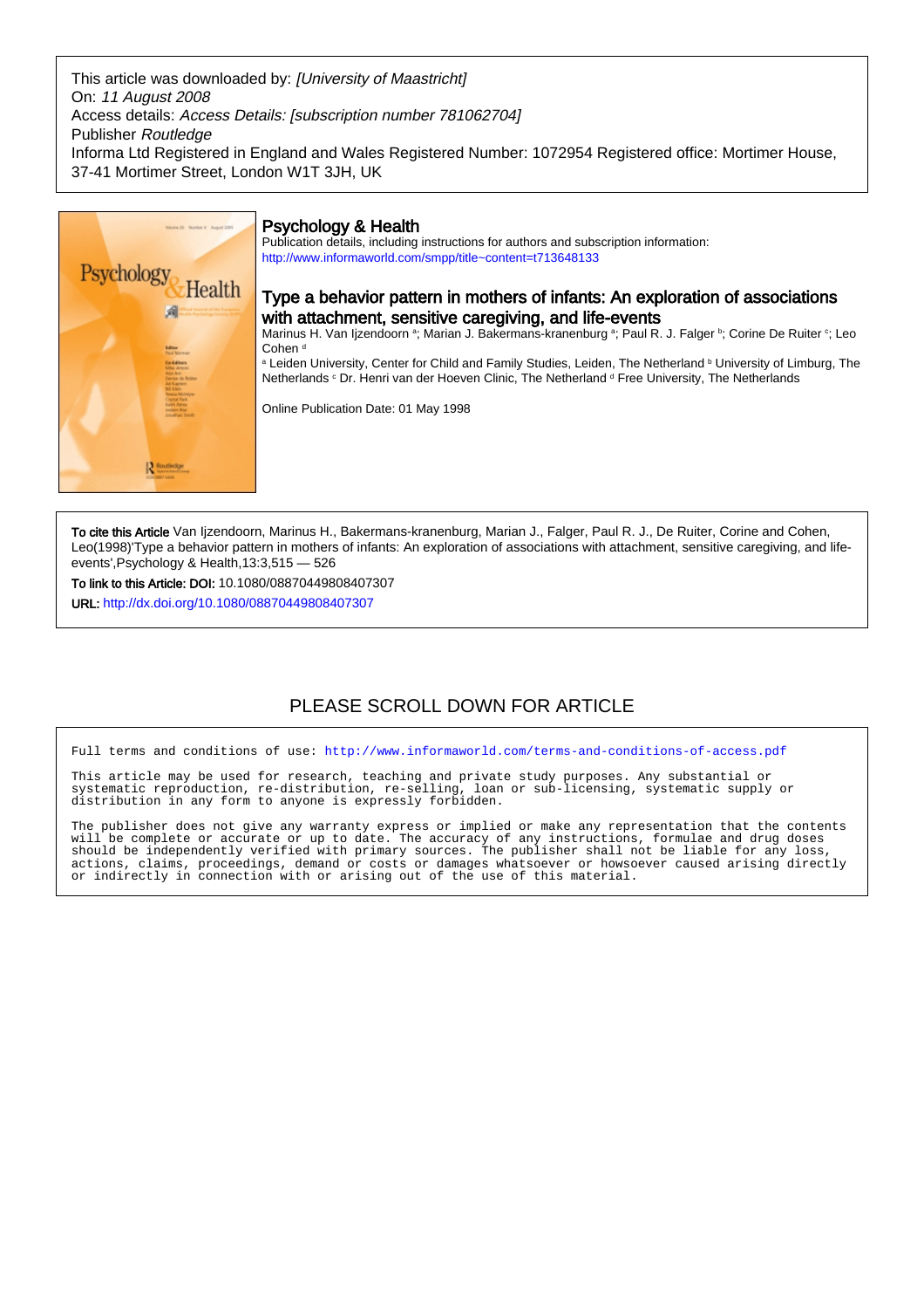This article was downloaded by: *[University of Maastricht]*
On: *11 August 2008*
Access details: *Access Details: [subscription number 781062704]*
Publisher *Routledge*
Informa Ltd Registered in England and Wales Registered Number: 1072954 Registered office: Mortimer House, 37-41 Mortimer Street, London W1T 3JH, UK

# Psychology & Health

Publication details, including instructions for authors and subscription information:
http://www.informaworld.com/smpp/title~content=t713648133

## Type a behavior pattern in mothers of infants: An exploration of associations with attachment, sensitive caregiving, and life-events

Marinus H. Van Ijzendoorn [a]; Marian J. Bakermans-kranenburg [a]; Paul R. J. Falger [b]; Corine De Ruiter [c]; Leo Cohen [d]

[a] Leiden University, Center for Child and Family Studies, Leiden, The Netherland [b] University of Limburg, The Netherlands [c] Dr. Henri van der Hoeven Clinic, The Netherland [d] Free University, The Netherlands

Online Publication Date: 01 May 1998

**To cite this Article** Van Ijzendoorn, Marinus H., Bakermans-kranenburg, Marian J., Falger, Paul R. J., De Ruiter, Corine and Cohen, Leo(1998)'Type a behavior pattern in mothers of infants: An exploration of associations with attachment, sensitive caregiving, and life-events',Psychology & Health,13:3,515 — 526

**To link to this Article: DOI:** 10.1080/08870449808407307

**URL:** http://dx.doi.org/10.1080/08870449808407307

PLEASE SCROLL DOWN FOR ARTICLE

Full terms and conditions of use: http://www.informaworld.com/terms-and-conditions-of-access.pdf

This article may be used for research, teaching and private study purposes. Any substantial or systematic reproduction, re-distribution, re-selling, loan or sub-licensing, systematic supply or distribution in any form to anyone is expressly forbidden.

The publisher does not give any warranty express or implied or make any representation that the contents will be complete or accurate or up to date. The accuracy of any instructions, formulae and drug doses should be independently verified with primary sources. The publisher shall not be liable for any loss, actions, claims, proceedings, demand or costs or damages whatsoever or howsoever caused arising directly or indirectly in connection with or arising out of the use of this material.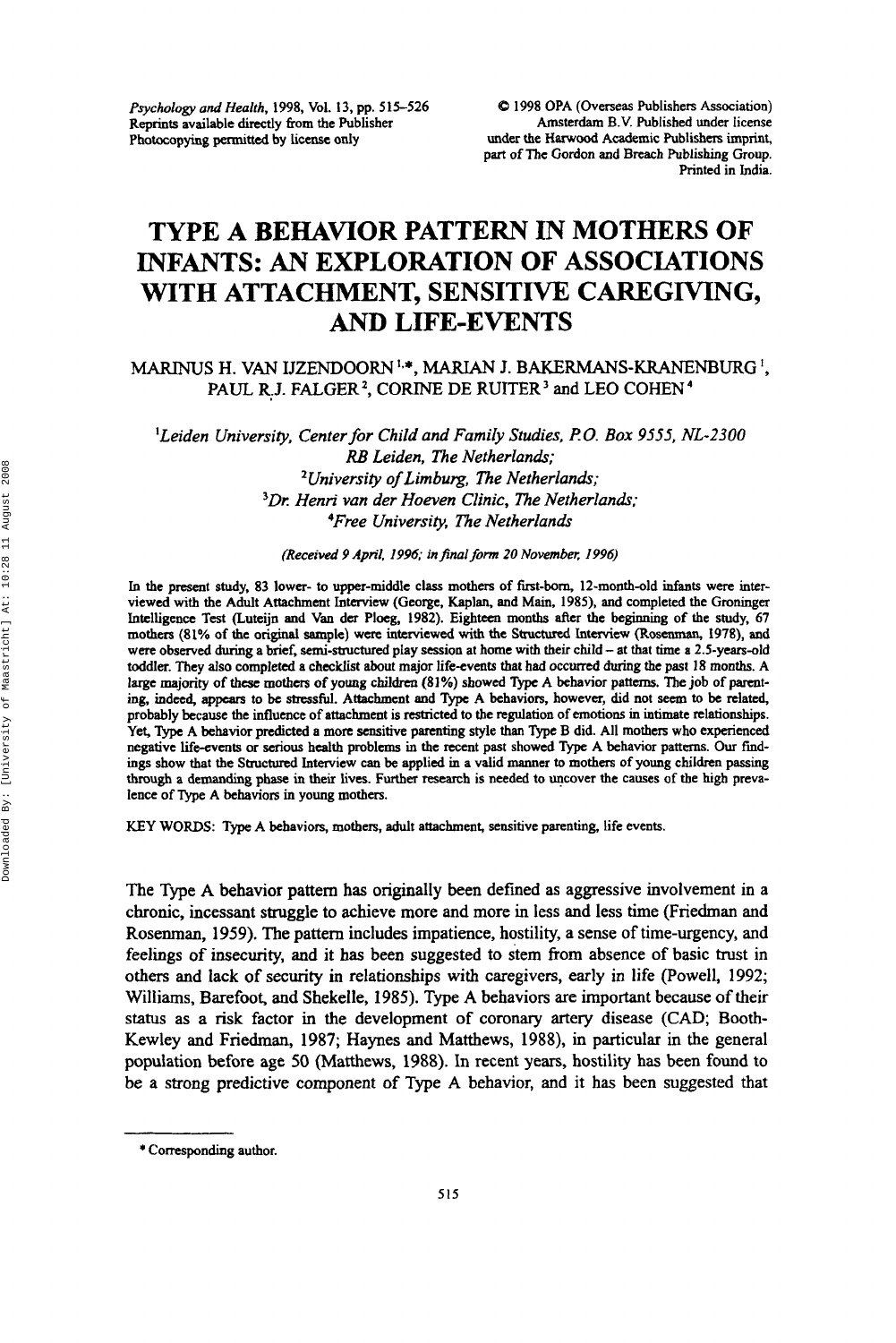# TYPE A BEHAVIOR PATTERN IN MOTHERS OF INFANTS: AN EXPLORATION OF ASSOCIATIONS WITH ATTACHMENT, SENSITIVE CAREGIVING, AND LIFE-EVENTS

MARINUS H. VAN IJZENDOORN [1,*], MARIAN J. BAKERMANS-KRANENBURG [1], PAUL R.J. FALGER [2], CORINE DE RUITER [3] and LEO COHEN [4]

[1] *Leiden University, Center for Child and Family Studies, P.O. Box 9555, NL-2300 RB Leiden, The Netherlands;*
[2] *University of Limburg, The Netherlands;*
[3] *Dr. Henri van der Hoeven Clinic, The Netherlands;*
[4] *Free University, The Netherlands*

*(Received 9 April, 1996; in final form 20 November, 1996)*

In the present study, 83 lower- to upper-middle class mothers of first-born, 12-month-old infants were interviewed with the Adult Attachment Interview (George, Kaplan, and Main, 1985), and completed the Groninger Intelligence Test (Luteijn and Van der Ploeg, 1982). Eighteen months after the beginning of the study, 67 mothers (81% of the original sample) were interviewed with the Structured Interview (Rosenman, 1978), and were observed during a brief, semi-structured play session at home with their child – at that time a 2.5-years-old toddler. They also completed a checklist about major life-events that had occurred during the past 18 months. A large majority of these mothers of young children (81%) showed Type A behavior patterns. The job of parenting, indeed, appears to be stressful. Attachment and Type A behaviors, however, did not seem to be related, probably because the influence of attachment is restricted to the regulation of emotions in intimate relationships. Yet, Type A behavior predicted a more sensitive parenting style than Type B did. All mothers who experienced negative life-events or serious health problems in the recent past showed Type A behavior patterns. Our findings show that the Structured Interview can be applied in a valid manner to mothers of young children passing through a demanding phase in their lives. Further research is needed to uncover the causes of the high prevalence of Type A behaviors in young mothers.

KEY WORDS: Type A behaviors, mothers, adult attachment, sensitive parenting, life events.

The Type A behavior pattern has originally been defined as aggressive involvement in a chronic, incessant struggle to achieve more and more in less and less time (Friedman and Rosenman, 1959). The pattern includes impatience, hostility, a sense of time-urgency, and feelings of insecurity, and it has been suggested to stem from absence of basic trust in others and lack of security in relationships with caregivers, early in life (Powell, 1992; Williams, Barefoot, and Shekelle, 1985). Type A behaviors are important because of their status as a risk factor in the development of coronary artery disease (CAD; Booth-Kewley and Friedman, 1987; Haynes and Matthews, 1988), in particular in the general population before age 50 (Matthews, 1988). In recent years, hostility has been found to be a strong predictive component of Type A behavior, and it has been suggested that

* Corresponding author.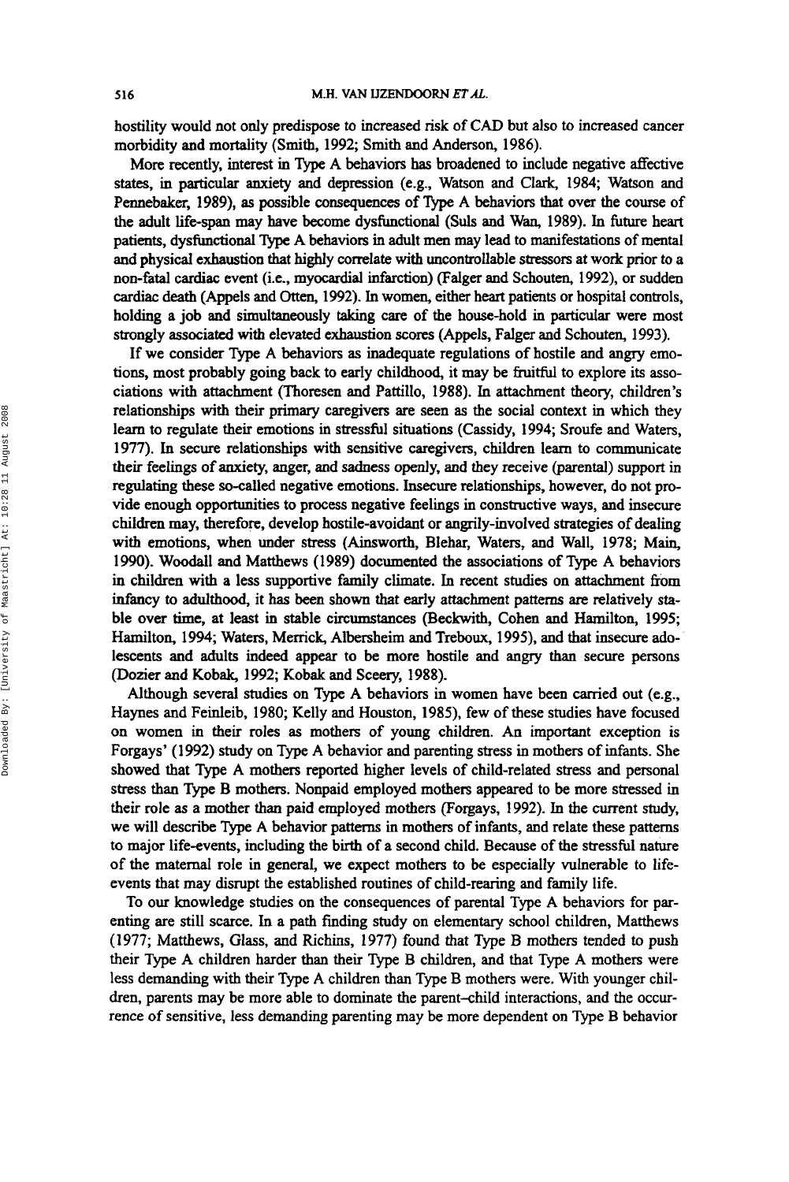hostility would not only predispose to increased risk of CAD but also to increased cancer morbidity and mortality (Smith, 1992; Smith and Anderson, 1986).

More recently, interest in Type A behaviors has broadened to include negative affective states, in particular anxiety and depression (e.g., Watson and Clark, 1984; Watson and Pennebaker, 1989), as possible consequences of Type A behaviors that over the course of the adult life-span may have become dysfunctional (Suls and Wan, 1989). In future heart patients, dysfunctional Type A behaviors in adult men may lead to manifestations of mental and physical exhaustion that highly correlate with uncontrollable stressors at work prior to a non-fatal cardiac event (i.e., myocardial infarction) (Falger and Schouten, 1992), or sudden cardiac death (Appels and Otten, 1992). In women, either heart patients or hospital controls, holding a job and simultaneously taking care of the house-hold in particular were most strongly associated with elevated exhaustion scores (Appels, Falger and Schouten, 1993).

If we consider Type A behaviors as inadequate regulations of hostile and angry emotions, most probably going back to early childhood, it may be fruitful to explore its associations with attachment (Thoresen and Pattillo, 1988). In attachment theory, children's relationships with their primary caregivers are seen as the social context in which they learn to regulate their emotions in stressful situations (Cassidy, 1994; Sroufe and Waters, 1977). In secure relationships with sensitive caregivers, children learn to communicate their feelings of anxiety, anger, and sadness openly, and they receive (parental) support in regulating these so-called negative emotions. Insecure relationships, however, do not provide enough opportunities to process negative feelings in constructive ways, and insecure children may, therefore, develop hostile-avoidant or angrily-involved strategies of dealing with emotions, when under stress (Ainsworth, Blehar, Waters, and Wall, 1978; Main, 1990). Woodall and Matthews (1989) documented the associations of Type A behaviors in children with a less supportive family climate. In recent studies on attachment from infancy to adulthood, it has been shown that early attachment patterns are relatively stable over time, at least in stable circumstances (Beckwith, Cohen and Hamilton, 1995; Hamilton, 1994; Waters, Merrick, Albersheim and Treboux, 1995), and that insecure adolescents and adults indeed appear to be more hostile and angry than secure persons (Dozier and Kobak, 1992; Kobak and Sceery, 1988).

Although several studies on Type A behaviors in women have been carried out (e.g., Haynes and Feinleib, 1980; Kelly and Houston, 1985), few of these studies have focused on women in their roles as mothers of young children. An important exception is Forgays' (1992) study on Type A behavior and parenting stress in mothers of infants. She showed that Type A mothers reported higher levels of child-related stress and personal stress than Type B mothers. Nonpaid employed mothers appeared to be more stressed in their role as a mother than paid employed mothers (Forgays, 1992). In the current study, we will describe Type A behavior patterns in mothers of infants, and relate these patterns to major life-events, including the birth of a second child. Because of the stressful nature of the maternal role in general, we expect mothers to be especially vulnerable to life-events that may disrupt the established routines of child-rearing and family life.

To our knowledge studies on the consequences of parental Type A behaviors for parenting are still scarce. In a path finding study on elementary school children, Matthews (1977; Matthews, Glass, and Richins, 1977) found that Type B mothers tended to push their Type A children harder than their Type B children, and that Type A mothers were less demanding with their Type A children than Type B mothers were. With younger children, parents may be more able to dominate the parent–child interactions, and the occurrence of sensitive, less demanding parenting may be more dependent on Type B behavior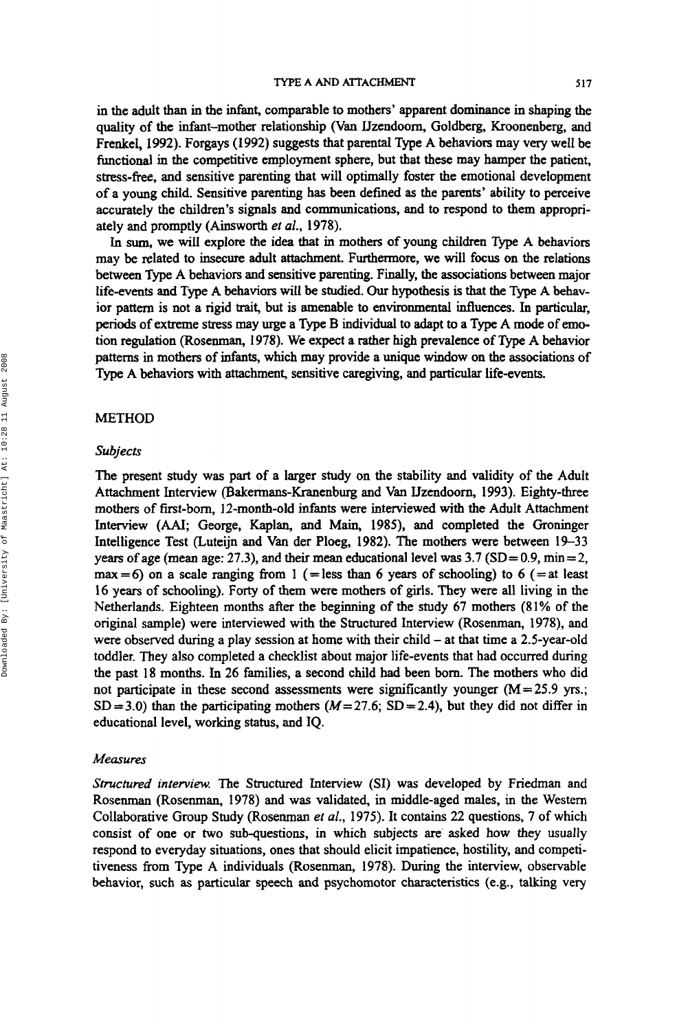in the adult than in the infant, comparable to mothers' apparent dominance in shaping the quality of the infant–mother relationship (Van IJzendoorn, Goldberg, Kroonenberg, and Frenkel, 1992). Forgays (1992) suggests that parental Type A behaviors may very well be functional in the competitive employment sphere, but that these may hamper the patient, stress-free, and sensitive parenting that will optimally foster the emotional development of a young child. Sensitive parenting has been defined as the parents' ability to perceive accurately the children's signals and communications, and to respond to them appropriately and promptly (Ainsworth *et al.*, 1978).

In sum, we will explore the idea that in mothers of young children Type A behaviors may be related to insecure adult attachment. Furthermore, we will focus on the relations between Type A behaviors and sensitive parenting. Finally, the associations between major life-events and Type A behaviors will be studied. Our hypothesis is that the Type A behavior pattern is not a rigid trait, but is amenable to environmental influences. In particular, periods of extreme stress may urge a Type B individual to adapt to a Type A mode of emotion regulation (Rosenman, 1978). We expect a rather high prevalence of Type A behavior patterns in mothers of infants, which may provide a unique window on the associations of Type A behaviors with attachment, sensitive caregiving, and particular life-events.

## METHOD

### *Subjects*

The present study was part of a larger study on the stability and validity of the Adult Attachment Interview (Bakermans-Kranenburg and Van IJzendoorn, 1993). Eighty-three mothers of first-born, 12-month-old infants were interviewed with the Adult Attachment Interview (AAI; George, Kaplan, and Main, 1985), and completed the Groninger Intelligence Test (Luteijn and Van der Ploeg, 1982). The mothers were between 19–33 years of age (mean age: 27.3), and their mean educational level was 3.7 (SD = 0.9, min = 2, max = 6) on a scale ranging from 1 (= less than 6 years of schooling) to 6 (= at least 16 years of schooling). Forty of them were mothers of girls. They were all living in the Netherlands. Eighteen months after the beginning of the study 67 mothers (81% of the original sample) were interviewed with the Structured Interview (Rosenman, 1978), and were observed during a play session at home with their child – at that time a 2.5-year-old toddler. They also completed a checklist about major life-events that had occurred during the past 18 months. In 26 families, a second child had been born. The mothers who did not participate in these second assessments were significantly younger ($M = 25.9$ yrs.; $SD = 3.0$) than the participating mothers ($M = 27.6$; $SD = 2.4$), but they did not differ in educational level, working status, and IQ.

### *Measures*

*Structured interview.* The Structured Interview (SI) was developed by Friedman and Rosenman (Rosenman, 1978) and was validated, in middle-aged males, in the Western Collaborative Group Study (Rosenman *et al.*, 1975). It contains 22 questions, 7 of which consist of one or two sub-questions, in which subjects are asked how they usually respond to everyday situations, ones that should elicit impatience, hostility, and competitiveness from Type A individuals (Rosenman, 1978). During the interview, observable behavior, such as particular speech and psychomotor characteristics (e.g., talking very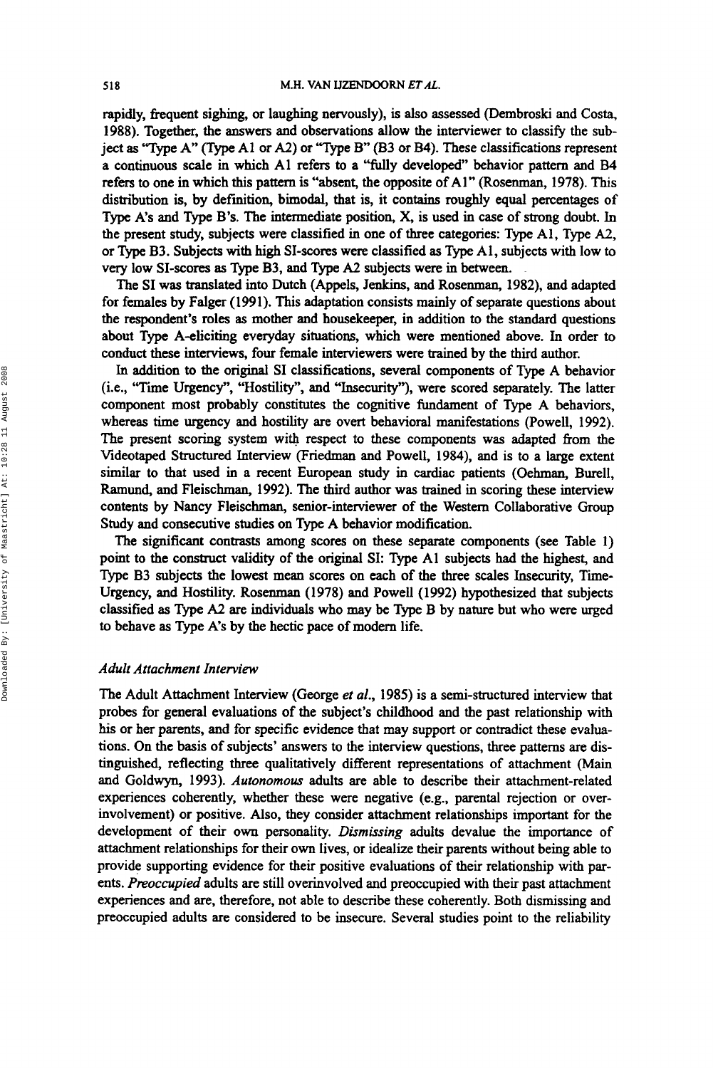rapidly, frequent sighing, or laughing nervously), is also assessed (Dembroski and Costa, 1988). Together, the answers and observations allow the interviewer to classify the subject as "Type A" (Type A1 or A2) or "Type B" (B3 or B4). These classifications represent a continuous scale in which A1 refers to a "fully developed" behavior pattern and B4 refers to one in which this pattern is "absent, the opposite of A1" (Rosenman, 1978). This distribution is, by definition, bimodal, that is, it contains roughly equal percentages of Type A's and Type B's. The intermediate position, X, is used in case of strong doubt. In the present study, subjects were classified in one of three categories: Type A1, Type A2, or Type B3. Subjects with high SI-scores were classified as Type A1, subjects with low to very low SI-scores as Type B3, and Type A2 subjects were in between.

The SI was translated into Dutch (Appels, Jenkins, and Rosenman, 1982), and adapted for females by Falger (1991). This adaptation consists mainly of separate questions about the respondent's roles as mother and housekeeper, in addition to the standard questions about Type A-eliciting everyday situations, which were mentioned above. In order to conduct these interviews, four female interviewers were trained by the third author.

In addition to the original SI classifications, several components of Type A behavior (i.e., "Time Urgency", "Hostility", and "Insecurity"), were scored separately. The latter component most probably constitutes the cognitive fundament of Type A behaviors, whereas time urgency and hostility are overt behavioral manifestations (Powell, 1992). The present scoring system with respect to these components was adapted from the Videotaped Structured Interview (Friedman and Powell, 1984), and is to a large extent similar to that used in a recent European study in cardiac patients (Oehman, Burell, Ramund, and Fleischman, 1992). The third author was trained in scoring these interview contents by Nancy Fleischman, senior-interviewer of the Western Collaborative Group Study and consecutive studies on Type A behavior modification.

The significant contrasts among scores on these separate components (see Table 1) point to the construct validity of the original SI: Type A1 subjects had the highest, and Type B3 subjects the lowest mean scores on each of the three scales Insecurity, Time-Urgency, and Hostility. Rosenman (1978) and Powell (1992) hypothesized that subjects classified as Type A2 are individuals who may be Type B by nature but who were urged to behave as Type A's by the hectic pace of modern life.

### *Adult Attachment Interview*

The Adult Attachment Interview (George *et al.*, 1985) is a semi-structured interview that probes for general evaluations of the subject's childhood and the past relationship with his or her parents, and for specific evidence that may support or contradict these evaluations. On the basis of subjects' answers to the interview questions, three patterns are distinguished, reflecting three qualitatively different representations of attachment (Main and Goldwyn, 1993). *Autonomous* adults are able to describe their attachment-related experiences coherently, whether these were negative (e.g., parental rejection or overinvolvement) or positive. Also, they consider attachment relationships important for the development of their own personality. *Dismissing* adults devalue the importance of attachment relationships for their own lives, or idealize their parents without being able to provide supporting evidence for their positive evaluations of their relationship with parents. *Preoccupied* adults are still overinvolved and preoccupied with their past attachment experiences and are, therefore, not able to describe these coherently. Both dismissing and preoccupied adults are considered to be insecure. Several studies point to the reliability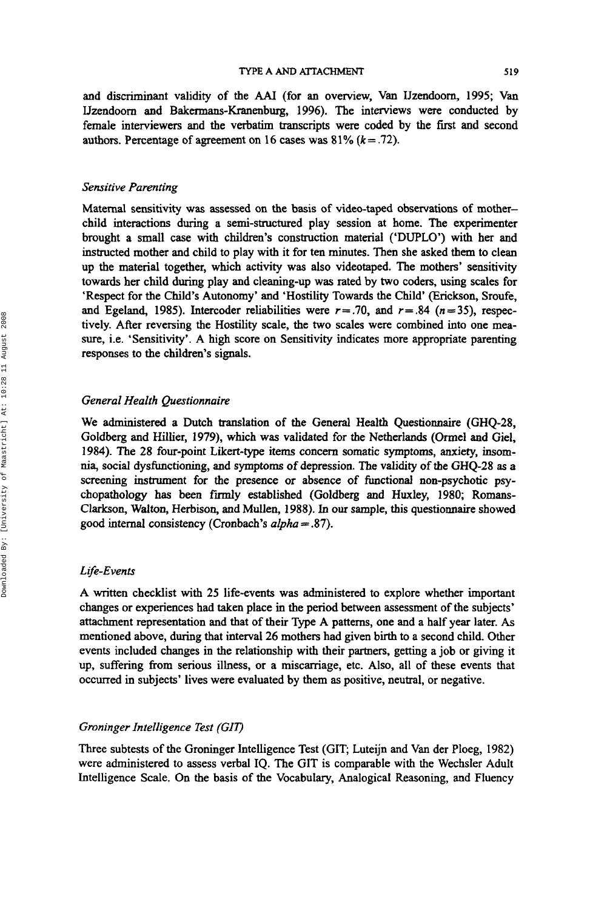and discriminant validity of the AAI (for an overview, Van IJzendoorn, 1995; Van IJzendoorn and Bakermans-Kranenburg, 1996). The interviews were conducted by female interviewers and the verbatim transcripts were coded by the first and second authors. Percentage of agreement on 16 cases was 81% ($k = .72$).

### *Sensitive Parenting*

Maternal sensitivity was assessed on the basis of video-taped observations of mother–child interactions during a semi-structured play session at home. The experimenter brought a small case with children's construction material ('DUPLO') with her and instructed mother and child to play with it for ten minutes. Then she asked them to clean up the material together, which activity was also videotaped. The mothers' sensitivity towards her child during play and cleaning-up was rated by two coders, using scales for 'Respect for the Child's Autonomy' and 'Hostility Towards the Child' (Erickson, Sroufe, and Egeland, 1985). Intercoder reliabilities were $r = .70$, and $r = .84$ ($n = 35$), respectively. After reversing the Hostility scale, the two scales were combined into one measure, i.e. 'Sensitivity'. A high score on Sensitivity indicates more appropriate parenting responses to the children's signals.

### *General Health Questionnaire*

We administered a Dutch translation of the General Health Questionnaire (GHQ-28, Goldberg and Hillier, 1979), which was validated for the Netherlands (Ormel and Giel, 1984). The 28 four-point Likert-type items concern somatic symptoms, anxiety, insomnia, social dysfunctioning, and symptoms of depression. The validity of the GHQ-28 as a screening instrument for the presence or absence of functional non-psychotic psychopathology has been firmly established (Goldberg and Huxley, 1980; Romans-Clarkson, Walton, Herbison, and Mullen, 1988). In our sample, this questionnaire showed good internal consistency (Cronbach's *alpha* = .87).

### *Life-Events*

A written checklist with 25 life-events was administered to explore whether important changes or experiences had taken place in the period between assessment of the subjects' attachment representation and that of their Type A patterns, one and a half year later. As mentioned above, during that interval 26 mothers had given birth to a second child. Other events included changes in the relationship with their partners, getting a job or giving it up, suffering from serious illness, or a miscarriage, etc. Also, all of these events that occurred in subjects' lives were evaluated by them as positive, neutral, or negative.

### *Groninger Intelligence Test (GIT)*

Three subtests of the Groninger Intelligence Test (GIT; Luteijn and Van der Ploeg, 1982) were administered to assess verbal IQ. The GIT is comparable with the Wechsler Adult Intelligence Scale. On the basis of the Vocabulary, Analogical Reasoning, and Fluency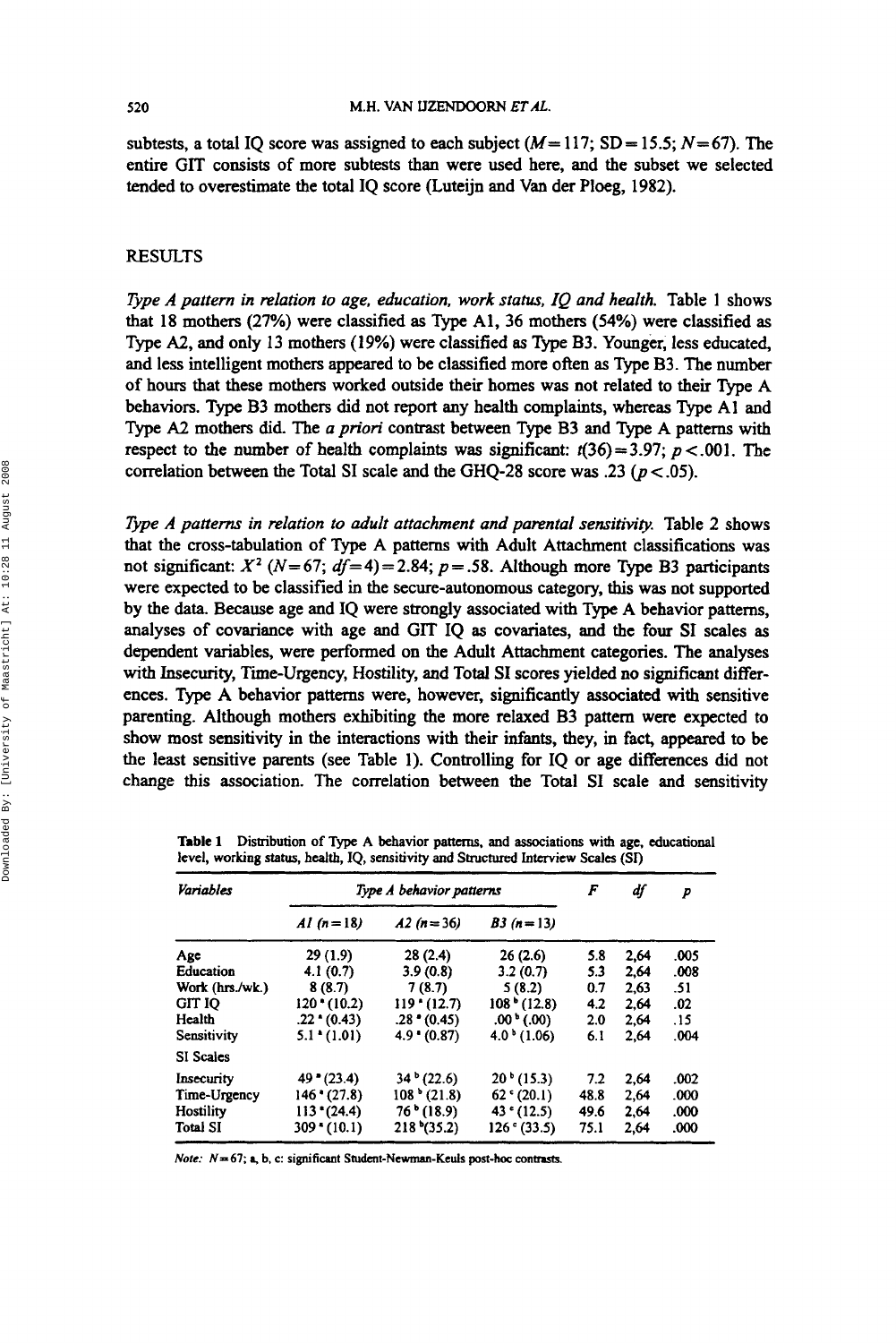subtests, a total IQ score was assigned to each subject ($M = 117$; $SD = 15.5$; $N = 67$). The entire GIT consists of more subtests than were used here, and the subset we selected tended to overestimate the total IQ score (Luteijn and Van der Ploeg, 1982).

## RESULTS

*Type A pattern in relation to age, education, work status, IQ and health.* Table 1 shows that 18 mothers (27%) were classified as Type A1, 36 mothers (54%) were classified as Type A2, and only 13 mothers (19%) were classified as Type B3. Younger, less educated, and less intelligent mothers appeared to be classified more often as Type B3. The number of hours that these mothers worked outside their homes was not related to their Type A behaviors. Type B3 mothers did not report any health complaints, whereas Type A1 and Type A2 mothers did. The *a priori* contrast between Type B3 and Type A patterns with respect to the number of health complaints was significant: $t(36) = 3.97$; $p < .001$. The correlation between the Total SI scale and the GHQ-28 score was .23 ($p < .05$).

*Type A patterns in relation to adult attachment and parental sensitivity.* Table 2 shows that the cross-tabulation of Type A patterns with Adult Attachment classifications was not significant: $X^2$ ($N = 67$; $df = 4$) $= 2.84$; $p = .58$. Although more Type B3 participants were expected to be classified in the secure-autonomous category, this was not supported by the data. Because age and IQ were strongly associated with Type A behavior patterns, analyses of covariance with age and GIT IQ as covariates, and the four SI scales as dependent variables, were performed on the Adult Attachment categories. The analyses with Insecurity, Time-Urgency, Hostility, and Total SI scores yielded no significant differences. Type A behavior patterns were, however, significantly associated with sensitive parenting. Although mothers exhibiting the more relaxed B3 pattern were expected to show most sensitivity in the interactions with their infants, they, in fact, appeared to be the least sensitive parents (see Table 1). Controlling for IQ or age differences did not change this association. The correlation between the Total SI scale and sensitivity

**Table 1** Distribution of Type A behavior patterns, and associations with age, educational level, working status, health, IQ, sensitivity and Structured Interview Scales (SI)

| *Variables* | *Type A behavior patterns* | | | *F* | *df* | *p* |
|---|---|---|---|---|---|---|
| | *A1 (n = 18)* | *A2 (n = 36)* | *B3 (n = 13)* | | | |
| Age | 29 (1.9) | 28 (2.4) | 26 (2.6) | 5.8 | 2,64 | .005 |
| Education | 4.1 (0.7) | 3.9 (0.8) | 3.2 (0.7) | 5.3 | 2,64 | .008 |
| Work (hrs./wk.) | 8 (8.7) | 7 (8.7) | 5 (8.2) | 0.7 | 2,63 | .51 |
| GIT IQ | 120 [a] (10.2) | 119 [a] (12.7) | 108 [b] (12.8) | 4.2 | 2,64 | .02 |
| Health | .22 [a] (0.43) | .28 [a] (0.45) | .00 [b] (.00) | 2.0 | 2,64 | .15 |
| Sensitivity | 5.1 [a] (1.01) | 4.9 [a] (0.87) | 4.0 [b] (1.06) | 6.1 | 2,64 | .004 |
| SI Scales | | | | | | |
| Insecurity | 49 [a] (23.4) | 34 [b] (22.6) | 20 [b] (15.3) | 7.2 | 2,64 | .002 |
| Time-Urgency | 146 [a] (27.8) | 108 [b] (21.8) | 62 [c] (20.1) | 48.8 | 2,64 | .000 |
| Hostility | 113 [a] (24.4) | 76 [b] (18.9) | 43 [c] (12.5) | 49.6 | 2,64 | .000 |
| Total SI | 309 [a] (10.1) | 218 [b] (35.2) | 126 [c] (33.5) | 75.1 | 2,64 | .000 |

*Note:* $N = 67$; a, b, c: significant Student-Newman-Keuls post-hoc contrasts.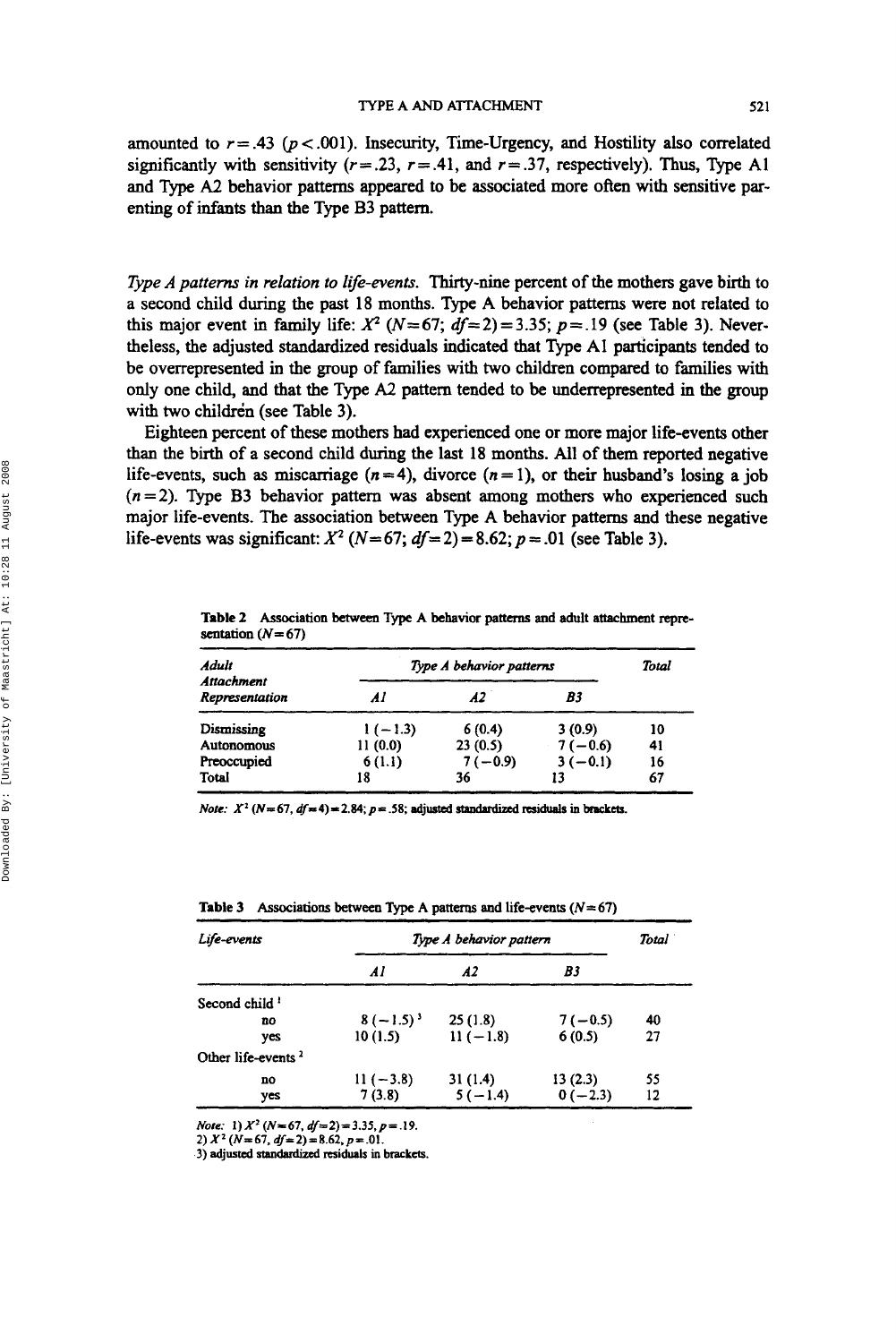amounted to $r = .43$ ($p < .001$). Insecurity, Time-Urgency, and Hostility also correlated significantly with sensitivity ($r = .23$, $r = .41$, and $r = .37$, respectively). Thus, Type A1 and Type A2 behavior patterns appeared to be associated more often with sensitive parenting of infants than the Type B3 pattern.

*Type A patterns in relation to life-events.* Thirty-nine percent of the mothers gave birth to a second child during the past 18 months. Type A behavior patterns were not related to this major event in family life: $X^2$ ($N = 67$; $df = 2$) $= 3.35$; $p = .19$ (see Table 3). Nevertheless, the adjusted standardized residuals indicated that Type A1 participants tended to be overrepresented in the group of families with two children compared to families with only one child, and that the Type A2 pattern tended to be underrepresented in the group with two children (see Table 3).

Eighteen percent of these mothers had experienced one or more major life-events other than the birth of a second child during the last 18 months. All of them reported negative life-events, such as miscarriage ($n = 4$), divorce ($n = 1$), or their husband's losing a job ($n = 2$). Type B3 behavior pattern was absent among mothers who experienced such major life-events. The association between Type A behavior patterns and these negative life-events was significant: $X^2$ ($N = 67$; $df = 2$) $= 8.62$; $p = .01$ (see Table 3).

**Table 2** Association between Type A behavior patterns and adult attachment representation ($N = 67$)

| *Adult Attachment Representation* | *Type A behavior patterns* | | | *Total* |
|---|---|---|---|---|
| | *A1* | *A2* | *B3* | |
| Dismissing | 1 (−1.3) | 6 (0.4) | 3 (0.9) | 10 |
| Autonomous | 11 (0.0) | 23 (0.5) | 7 (−0.6) | 41 |
| Preoccupied | 6 (1.1) | 7 (−0.9) | 3 (−0.1) | 16 |
| Total | 18 | 36 | 13 | 67 |

*Note:* $X^2$ ($N = 67$, $df = 4$) $= 2.84$; $p = .58$; adjusted standardized residuals in brackets.

**Table 3** Associations between Type A patterns and life-events ($N = 67$)

| *Life-events* | *Type A behavior pattern* | | | *Total* |
|---|---|---|---|---|
| | *A1* | *A2* | *B3* | |
| Second child [1] | | | | |
| no | 8 (−1.5) [3] | 25 (1.8) | 7 (−0.5) | 40 |
| yes | 10 (1.5) | 11 (−1.8) | 6 (0.5) | 27 |
| Other life-events [2] | | | | |
| no | 11 (−3.8) | 31 (1.4) | 13 (2.3) | 55 |
| yes | 7 (3.8) | 5 (−1.4) | 0 (−2.3) | 12 |

*Note:* 1) $X^2$ ($N = 67$, $df = 2$) $= 3.35$, $p = .19$.
2) $X^2$ ($N = 67$, $df = 2$) $= 8.62$, $p = .01$.
3) adjusted standardized residuals in brackets.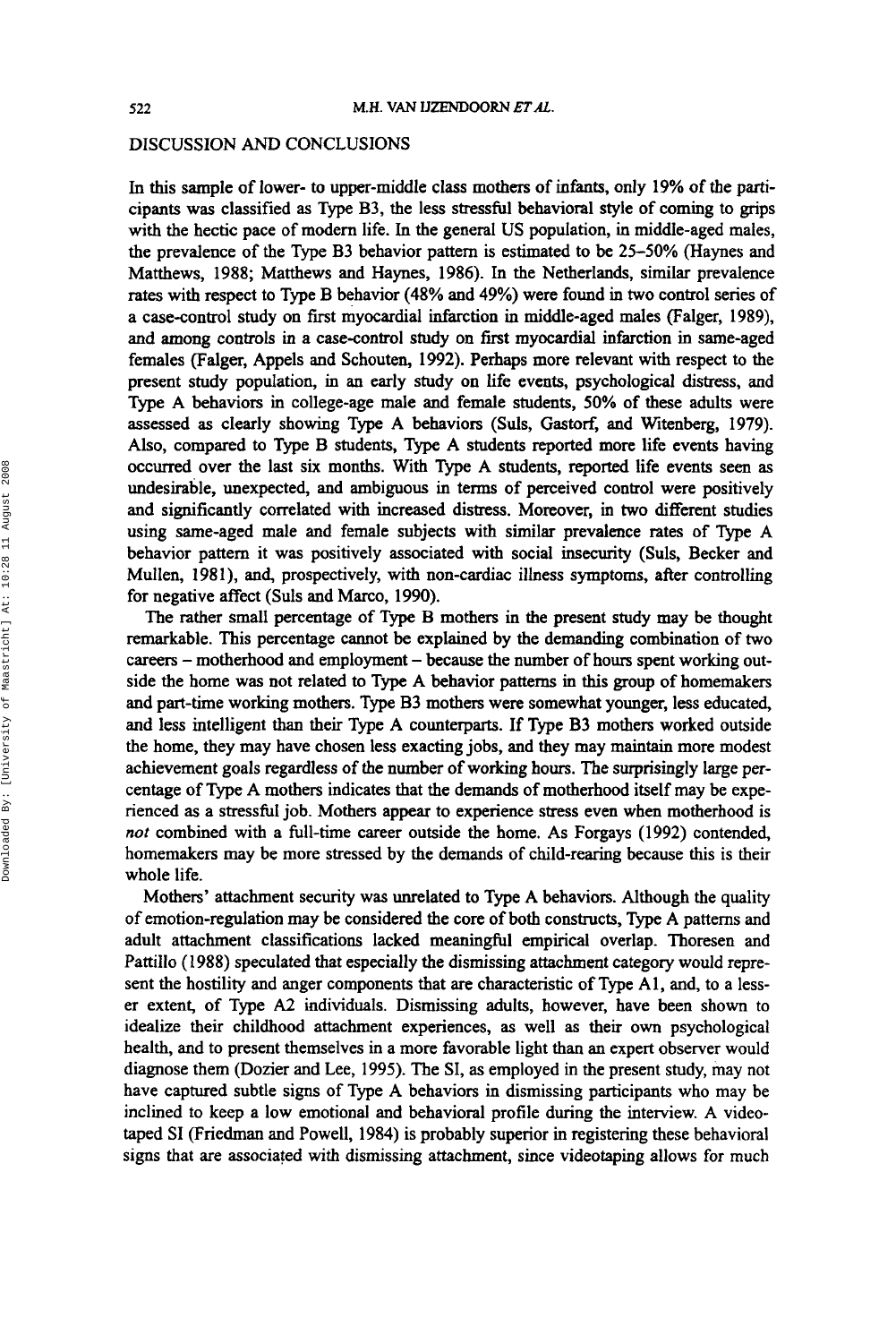## DISCUSSION AND CONCLUSIONS

In this sample of lower- to upper-middle class mothers of infants, only 19% of the participants was classified as Type B3, the less stressful behavioral style of coming to grips with the hectic pace of modern life. In the general US population, in middle-aged males, the prevalence of the Type B3 behavior pattern is estimated to be 25–50% (Haynes and Matthews, 1988; Matthews and Haynes, 1986). In the Netherlands, similar prevalence rates with respect to Type B behavior (48% and 49%) were found in two control series of a case-control study on first myocardial infarction in middle-aged males (Falger, 1989), and among controls in a case-control study on first myocardial infarction in same-aged females (Falger, Appels and Schouten, 1992). Perhaps more relevant with respect to the present study population, in an early study on life events, psychological distress, and Type A behaviors in college-age male and female students, 50% of these adults were assessed as clearly showing Type A behaviors (Suls, Gastorf, and Witenberg, 1979). Also, compared to Type B students, Type A students reported more life events having occurred over the last six months. With Type A students, reported life events seen as undesirable, unexpected, and ambiguous in terms of perceived control were positively and significantly correlated with increased distress. Moreover, in two different studies using same-aged male and female subjects with similar prevalence rates of Type A behavior pattern it was positively associated with social insecurity (Suls, Becker and Mullen, 1981), and, prospectively, with non-cardiac illness symptoms, after controlling for negative affect (Suls and Marco, 1990).

The rather small percentage of Type B mothers in the present study may be thought remarkable. This percentage cannot be explained by the demanding combination of two careers – motherhood and employment – because the number of hours spent working outside the home was not related to Type A behavior patterns in this group of homemakers and part-time working mothers. Type B3 mothers were somewhat younger, less educated, and less intelligent than their Type A counterparts. If Type B3 mothers worked outside the home, they may have chosen less exacting jobs, and they may maintain more modest achievement goals regardless of the number of working hours. The surprisingly large percentage of Type A mothers indicates that the demands of motherhood itself may be experienced as a stressful job. Mothers appear to experience stress even when motherhood is *not* combined with a full-time career outside the home. As Forgays (1992) contended, homemakers may be more stressed by the demands of child-rearing because this is their whole life.

Mothers' attachment security was unrelated to Type A behaviors. Although the quality of emotion-regulation may be considered the core of both constructs, Type A patterns and adult attachment classifications lacked meaningful empirical overlap. Thoresen and Pattillo (1988) speculated that especially the dismissing attachment category would represent the hostility and anger components that are characteristic of Type A1, and, to a lesser extent, of Type A2 individuals. Dismissing adults, however, have been shown to idealize their childhood attachment experiences, as well as their own psychological health, and to present themselves in a more favorable light than an expert observer would diagnose them (Dozier and Lee, 1995). The SI, as employed in the present study, may not have captured subtle signs of Type A behaviors in dismissing participants who may be inclined to keep a low emotional and behavioral profile during the interview. A videotaped SI (Friedman and Powell, 1984) is probably superior in registering these behavioral signs that are associated with dismissing attachment, since videotaping allows for much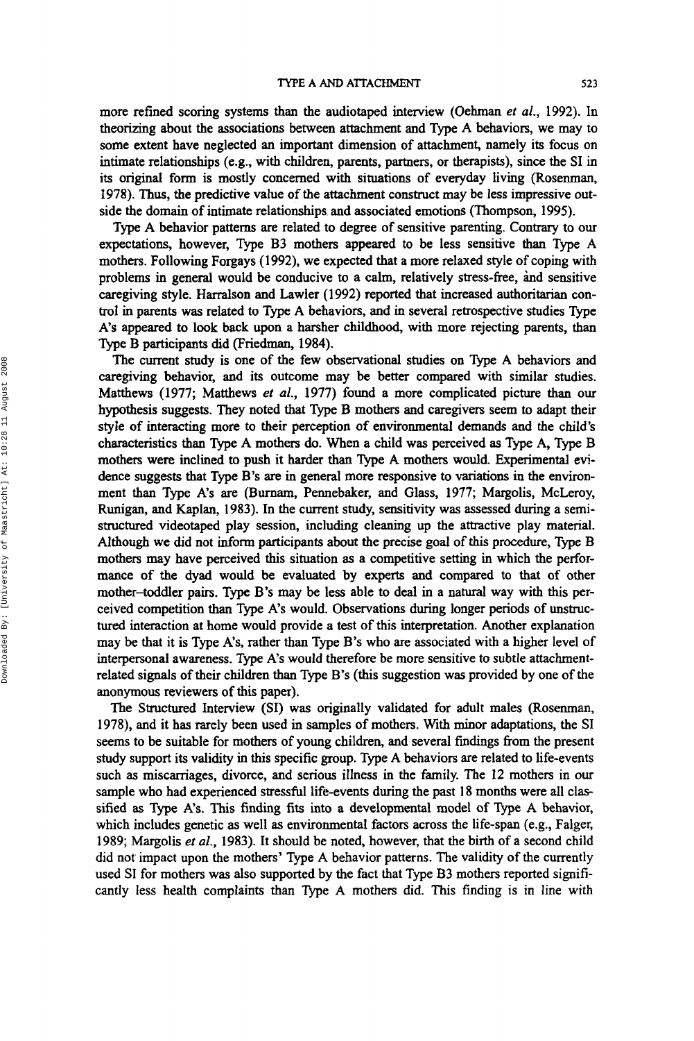more refined scoring systems than the audiotaped interview (Oehman *et al.*, 1992). In theorizing about the associations between attachment and Type A behaviors, we may to some extent have neglected an important dimension of attachment, namely its focus on intimate relationships (e.g., with children, parents, partners, or therapists), since the SI in its original form is mostly concerned with situations of everyday living (Rosenman, 1978). Thus, the predictive value of the attachment construct may be less impressive outside the domain of intimate relationships and associated emotions (Thompson, 1995).

Type A behavior patterns are related to degree of sensitive parenting. Contrary to our expectations, however, Type B3 mothers appeared to be less sensitive than Type A mothers. Following Forgays (1992), we expected that a more relaxed style of coping with problems in general would be conducive to a calm, relatively stress-free, and sensitive caregiving style. Harralson and Lawler (1992) reported that increased authoritarian control in parents was related to Type A behaviors, and in several retrospective studies Type A's appeared to look back upon a harsher childhood, with more rejecting parents, than Type B participants did (Friedman, 1984).

The current study is one of the few observational studies on Type A behaviors and caregiving behavior, and its outcome may be better compared with similar studies. Matthews (1977; Matthews *et al.*, 1977) found a more complicated picture than our hypothesis suggests. They noted that Type B mothers and caregivers seem to adapt their style of interacting more to their perception of environmental demands and the child's characteristics than Type A mothers do. When a child was perceived as Type A, Type B mothers were inclined to push it harder than Type A mothers would. Experimental evidence suggests that Type B's are in general more responsive to variations in the environment than Type A's are (Burnam, Pennebaker, and Glass, 1977; Margolis, McLeroy, Runigan, and Kaplan, 1983). In the current study, sensitivity was assessed during a semi-structured videotaped play session, including cleaning up the attractive play material. Although we did not inform participants about the precise goal of this procedure, Type B mothers may have perceived this situation as a competitive setting in which the performance of the dyad would be evaluated by experts and compared to that of other mother–toddler pairs. Type B's may be less able to deal in a natural way with this perceived competition than Type A's would. Observations during longer periods of unstructured interaction at home would provide a test of this interpretation. Another explanation may be that it is Type A's, rather than Type B's who are associated with a higher level of interpersonal awareness. Type A's would therefore be more sensitive to subtle attachment-related signals of their children than Type B's (this suggestion was provided by one of the anonymous reviewers of this paper).

The Structured Interview (SI) was originally validated for adult males (Rosenman, 1978), and it has rarely been used in samples of mothers. With minor adaptations, the SI seems to be suitable for mothers of young children, and several findings from the present study support its validity in this specific group. Type A behaviors are related to life-events such as miscarriages, divorce, and serious illness in the family. The 12 mothers in our sample who had experienced stressful life-events during the past 18 months were all classified as Type A's. This finding fits into a developmental model of Type A behavior, which includes genetic as well as environmental factors across the life-span (e.g., Falger, 1989; Margolis *et al.*, 1983). It should be noted, however, that the birth of a second child did not impact upon the mothers' Type A behavior patterns. The validity of the currently used SI for mothers was also supported by the fact that Type B3 mothers reported significantly less health complaints than Type A mothers did. This finding is in line with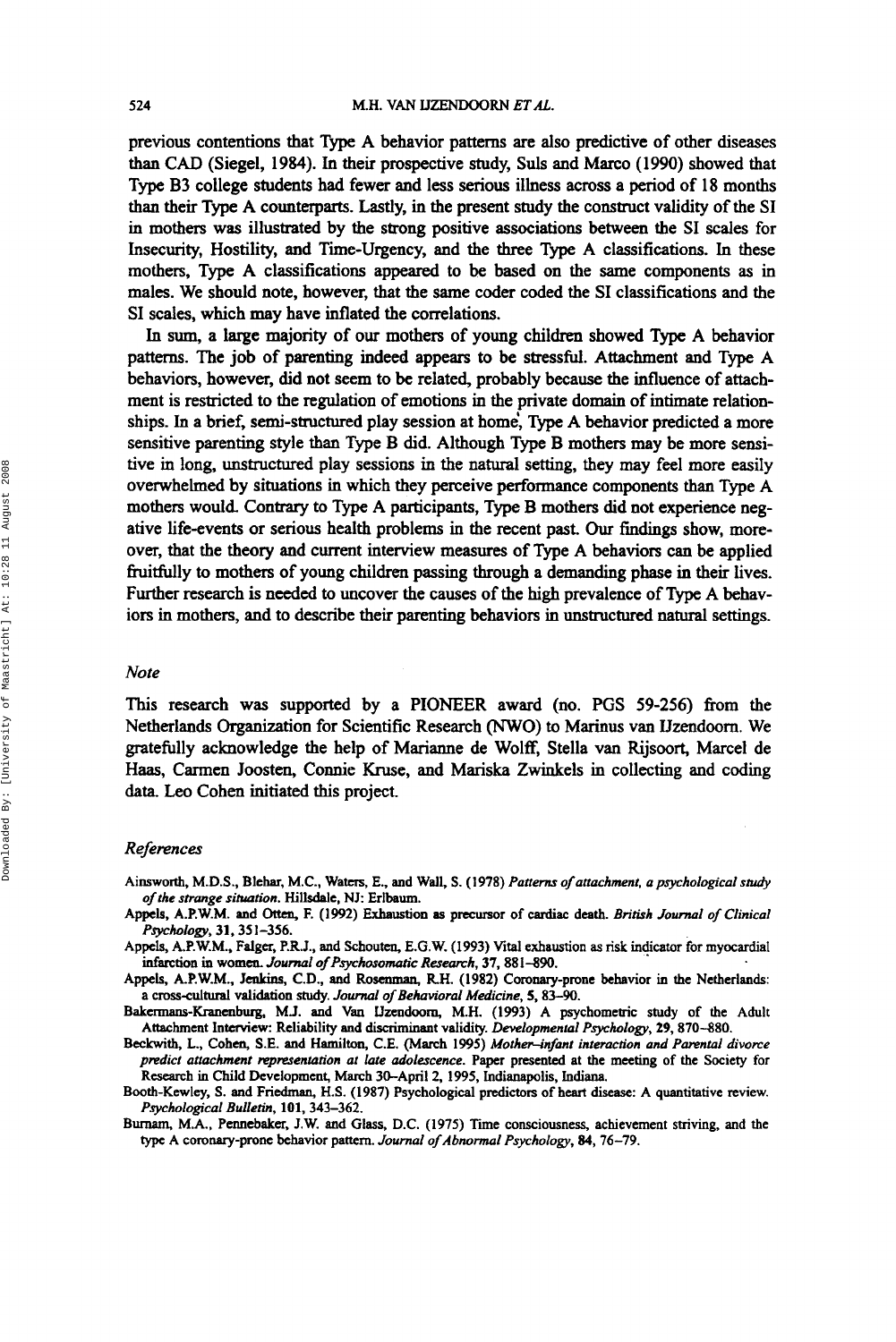previous contentions that Type A behavior patterns are also predictive of other diseases than CAD (Siegel, 1984). In their prospective study, Suls and Marco (1990) showed that Type B3 college students had fewer and less serious illness across a period of 18 months than their Type A counterparts. Lastly, in the present study the construct validity of the SI in mothers was illustrated by the strong positive associations between the SI scales for Insecurity, Hostility, and Time-Urgency, and the three Type A classifications. In these mothers, Type A classifications appeared to be based on the same components as in males. We should note, however, that the same coder coded the SI classifications and the SI scales, which may have inflated the correlations.

In sum, a large majority of our mothers of young children showed Type A behavior patterns. The job of parenting indeed appears to be stressful. Attachment and Type A behaviors, however, did not seem to be related, probably because the influence of attachment is restricted to the regulation of emotions in the private domain of intimate relationships. In a brief, semi-structured play session at home, Type A behavior predicted a more sensitive parenting style than Type B did. Although Type B mothers may be more sensitive in long, unstructured play sessions in the natural setting, they may feel more easily overwhelmed by situations in which they perceive performance components than Type A mothers would. Contrary to Type A participants, Type B mothers did not experience negative life-events or serious health problems in the recent past. Our findings show, moreover, that the theory and current interview measures of Type A behaviors can be applied fruitfully to mothers of young children passing through a demanding phase in their lives. Further research is needed to uncover the causes of the high prevalence of Type A behaviors in mothers, and to describe their parenting behaviors in unstructured natural settings.

### *Note*

This research was supported by a PIONEER award (no. PGS 59-256) from the Netherlands Organization for Scientific Research (NWO) to Marinus van IJzendoorn. We gratefully acknowledge the help of Marianne de Wolff, Stella van Rijsoort, Marcel de Haas, Carmen Joosten, Connie Kruse, and Mariska Zwinkels in collecting and coding data. Leo Cohen initiated this project.

### *References*

Ainsworth, M.D.S., Blehar, M.C., Waters, E., and Wall, S. (1978) *Patterns of attachment, a psychological study of the strange situation*. Hillsdale, NJ: Erlbaum.

Appels, A.P.W.M. and Otten, F. (1992) Exhaustion as precursor of cardiac death. *British Journal of Clinical Psychology*, **31**, 351–356.

Appels, A.P.W.M., Falger, P.R.J., and Schouten, E.G.W. (1993) Vital exhaustion as risk indicator for myocardial infarction in women. *Journal of Psychosomatic Research*, 37, 881–890.

Appels, A.P.W.M., Jenkins, C.D., and Rosenman, R.H. (1982) Coronary-prone behavior in the Netherlands: a cross-cultural validation study. *Journal of Behavioral Medicine*, **5**, 83–90.

Bakermans-Kranenburg, M.J. and Van IJzendoorn, M.H. (1993) A psychometric study of the Adult Attachment Interview: Reliability and discriminant validity. *Developmental Psychology*, **29**, 870–880.

Beckwith, L., Cohen, S.E. and Hamilton, C.E. (March 1995) *Mother–infant interaction and Parental divorce predict attachment representation at late adolescence*. Paper presented at the meeting of the Society for Research in Child Development, March 30–April 2, 1995, Indianapolis, Indiana.

Booth-Kewley, S. and Friedman, H.S. (1987) Psychological predictors of heart disease: A quantitative review. *Psychological Bulletin*, **101**, 343–362.

Burnam, M.A., Pennebaker, J.W. and Glass, D.C. (1975) Time consciousness, achievement striving, and the type A coronary-prone behavior pattern. *Journal of Abnormal Psychology*, **84**, 76–79.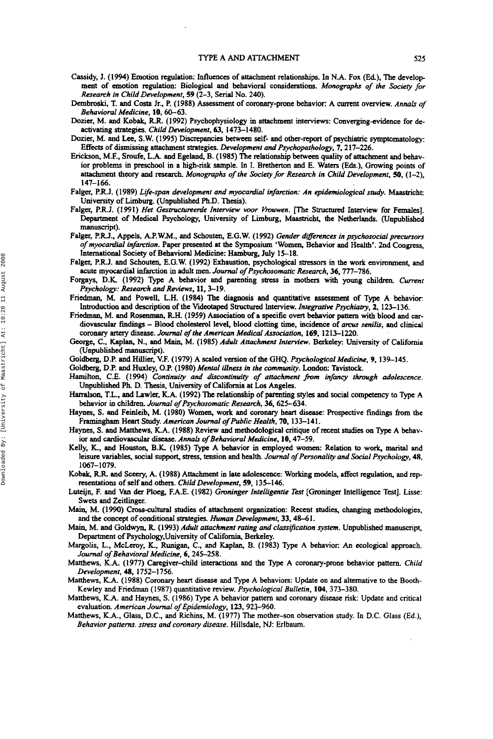Cassidy, J. (1994) Emotion regulation: Influences of attachment relationships. In N.A. Fox (Ed.), The development of emotion regulation: Biological and behavioral considerations. *Monographs of the Society for Research in Child Development*, **59** (2–3, Serial No. 240).

Dembroski, T. and Costa Jr., P. (1988) Assessment of coronary-prone behavior: A current overview. *Annals of Behavioral Medicine*, **10**, 60–63.

Dozier, M. and Kobak, R.R. (1992) Psychophysiology in attachment interviews: Converging-evidence for deactivating strategies. *Child Development*, **63**, 1473–1480.

Dozier, M. and Lee, S.W. (1995) Discrepancies between self- and other-report of psychiatric symptomatology: Effects of dismissing attachment strategies. *Development and Psychopathology*, **7**, 217–226.

Erickson, M.F., Sroufe, L.A. and Egeland, B. (1985) The relationship between quality of attachment and behavior problems in preschool in a high-risk sample. In I. Bretherton and E. Waters (Eds.), Growing points of attachment theory and research. *Monographs of the Society for Research in Child Development*, **50**, (1–2), 147–166.

Falger, P.R.J. (1989) *Life-span development and myocardial infarction: An epidemiological study*. Maastricht: University of Limburg. (Unpublished Ph.D. Thesis).

Falger, P.R.J. (1991) *Het Gestructureerde Interview voor Vrouwen*. [The Structured Interview for Females]. Department of Medical Psychology, University of Limburg, Maastricht, the Netherlands. (Unpublished manuscript).

Falger, P.R.J., Appels, A.P.W.M., and Schouten, E.G.W. (1992) *Gender differences in psychosocial precursors of myocardial infarction*. Paper presented at the Symposium 'Women, Behavior and Health'. 2nd Congress, International Society of Behavioral Medicine: Hamburg, July 15–18.

Falger, P.R.J. and Schouten, E.G.W. (1992) Exhaustion, psychological stressors in the work environment, and acute myocardial infarction in adult men. *Journal of Psychosomatic Research*, **36**, 777–786.

Forgays, D.K. (1992) Type A behavior and parenting stress in mothers with young children. *Current Psychology: Research and Reviews*, **11**, 3–19.

Friedman, M. and Powell, L.H. (1984) The diagnosis and quantitative assessment of Type A behavior: Introduction and description of the Videotaped Structured Interview. *Integrative Psychiatry*, **2**, 123–136.

Friedman, M. and Rosenman, R.H. (1959) Association of a specific overt behavior pattern with blood and cardiovascular findings – Blood cholesterol level, blood clotting time, incidence of *arcus senilis*, and clinical coronary artery disease. *Journal of the American Medical Association*, **169**, 1213–1220.

George, C., Kaplan, N., and Main, M. (1985) *Adult Attachment Interview*. Berkeley: University of California (Unpublished manuscript).

Goldberg, D.P. and Hillier, V.F. (1979) A scaled version of the GHQ. *Psychological Medicine*, **9**, 139–145.

Goldberg, D.P. and Huxley, O.P. (1980) *Mental illness in the community*. London: Tavistock.

Hamilton, C.E. (1994) *Continuity and discontinuity of attachment from infancy through adolescence*. Unpublished Ph. D. Thesis, University of California at Los Angeles.

Harralson, T.L., and Lawler, K.A. (1992) The relationship of parenting styles and social competency to Type A behavior in children. *Journal of Psychosomatic Research*, **36**, 625–634.

Haynes, S. and Feinleib, M. (1980) Women, work and coronary heart disease: Prospective findings from the Framingham Heart Study. *American Journal of Public Health*, **70**, 133–141.

Haynes, S. and Matthews, K.A. (1988) Review and methodological critique of recent studies on Type A behavior and cardiovascular disease. *Annals of Behavioral Medicine*, **10**, 47–59.

Kelly, K., and Houston, B.K. (1985) Type A behavior in employed women: Relation to work, marital and leisure variables, social support, stress, tension and health. *Journal of Personality and Social Psychology*, **48**, 1067–1079.

Kobak, R.R. and Sceery, A. (1988) Attachment in late adolescence: Working models, affect regulation, and representations of self and others. *Child Development*, **59**, 135–146.

Luteijn, F. and Van der Ploeg, F.A.E. (1982) *Groninger Intelligentie Test* [Groninger Intelligence Test]. Lisse: Swets and Zeitlinger.

Main, M. (1990) Cross-cultural studies of attachment organization: Recent studies, changing methodologies, and the concept of conditional strategies. *Human Development*, **33**, 48–61.

Main, M. and Goldwyn, R. (1993) *Adult attachment rating and classification system*. Unpublished manuscript, Department of Psychology,University of California, Berkeley.

Margolis, L., McLeroy, K., Runigan, C., and Kaplan, B. (1983) Type A behavior: An ecological approach. *Journal of Behavioral Medicine*, **6**, 245–258.

Matthews, K.A. (1977) Caregiver–child interactions and the Type A coronary-prone behavior pattern. *Child Development*, **48**, 1752–1756.

Matthews, K.A. (1988) Coronary heart disease and Type A behaviors: Update on and alternative to the Booth-Kewley and Friedman (1987) quantitative review. *Psychological Bulletin*, **104**, 373–380.

Matthews, K.A. and Haynes, S. (1986) Type A behavior pattern and coronary disease risk: Update and critical evaluation. *American Journal of Epidemiology*, **123**, 923–960.

Matthews, K.A., Glass, D.C., and Richins, M. (1977) The mother–son observation study. In D.C. Glass (Ed.), *Behavior patterns. stress and coronary disease*. Hillsdale, NJ: Erlbaum.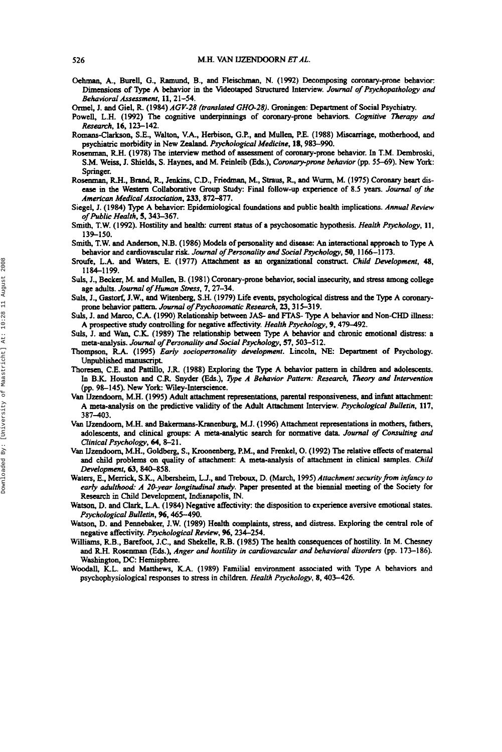Oehman, A., Burell, G., Ramund, B., and Fleischman, N. (1992) Decomposing coronary-prone behavior: Dimensions of Type A behavior in the Videotaped Structured Interview. *Journal of Psychopathology and Behavioral Assessment*, **11**, 21–54.

Ormel, J. and Giel, R. (1984) *AGV-28 (translated GHO-28)*. Groningen: Department of Social Psychiatry.

Powell, L.H. (1992) The cognitive underpinnings of coronary-prone behaviors. *Cognitive Therapy and Research*, **16**, 123–142.

Romans-Clarkson, S.E., Walton, V.A., Herbison, G.P., and Mullen, P.E. (1988) Miscarriage, motherhood, and psychiatric morbidity in New Zealand. *Psychological Medicine*, **18**, 983–990.

Rosenman, R.H. (1978) The interview method of assessment of coronary-prone behavior. In T.M. Dembroski, S.M. Weiss, J. Shields, S. Haynes, and M. Feinleib (Eds.), *Coronary-prone behavior* (pp. 55–69). New York: Springer.

Rosenman, R.H., Brand, R., Jenkins, C.D., Friedman, M., Straus, R., and Wurm, M. (1975) Coronary heart disease in the Western Collaborative Group Study: Final follow-up experience of 8.5 years. *Journal of the American Medical Association*, **233**, 872–877.

Siegel, J. (1984) Type A behavior: Epidemiological foundations and public health implications. *Annual Review of Public Health*, **5**, 343–367.

Smith, T.W. (1992). Hostility and health: current status of a psychosomatic hypothesis. *Health Psychology*, **11**, 139–150.

Smith, T.W. and Anderson, N.B. (1986) Models of personality and disease: An interactional approach to Type A behavior and cardiovascular risk. *Journal of Personality and Social Psychology*, **50**, 1166–1173.

Sroufe, L.A. and Waters, E. (1977) Attachment as an organizational construct. *Child Development*, **48**, 1184–1199.

Suls, J., Becker, M. and Mullen, B. (1981) Coronary-prone behavior, social insecurity, and stress among college age adults. *Journal of Human Stress*, **7**, 27–34.

Suls, J., Gastorf, J.W., and Witenberg, S.H. (1979) Life events, psychological distress and the Type A coronary-prone behavior pattern. *Journal of Psychosomatic Research*, **23**, 315–319.

Suls, J. and Marco, C.A. (1990) Relationship between JAS- and FTAS- Type A behavior and Non-CHD illness: A prospective study controlling for negative affectivity. *Health Psychology*, **9**, 479–492.

Suls, J. and Wan, C.K. (1989) The relationship between Type A behavior and chronic emotional distress: a meta-analysis. *Journal of Personality and Social Psychology*, **57**, 503–512.

Thompson, R.A. (1995) *Early sociopersonality development*. Lincoln, NE: Department of Psychology. Unpublished manuscript.

Thoresen, C.E. and Pattillo, J.R. (1988) Exploring the Type A behavior pattern in children and adolescents. In B.K. Houston and C.R. Snyder (Eds.), *Type A Behavior Pattern: Research, Theory and Intervention* (pp. 98–145). New York: Wiley-Interscience.

Van IJzendoorn, M.H. (1995) Adult attachment representations, parental responsiveness, and infant attachment: A meta-analysis on the predictive validity of the Adult Attachment Interview. *Psychological Bulletin*, **117**, 387–403.

Van IJzendoorn, M.H. and Bakermans-Kranenburg, M.J. (1996) Attachment representations in mothers, fathers, adolescents, and clinical groups: A meta-analytic search for normative data. *Journal of Consulting and Clinical Psychology*, **64**, 8–21.

Van IJzendoorn, M.H., Goldberg, S., Kroonenberg, P.M., and Frenkel, O. (1992) The relative effects of maternal and child problems on quality of attachment: A meta-analysis of attachment in clinical samples. *Child Development*, **63**, 840–858.

Waters, E., Merrick, S.K., Albersheim, L.J., and Treboux, D. (March, 1995) *Attachment security from infancy to early adulthood: A 20-year longitudinal study*. Paper presented at the biennial meeting of the Society for Research in Child Development, Indianapolis, IN.

Watson, D. and Clark, L.A. (1984) Negative affectivity: the disposition to experience aversive emotional states. *Psychological Bulletin*, **96**, 465–490.

Watson, D. and Pennebaker, J.W. (1989) Health complaints, stress, and distress. Exploring the central role of negative affectivity. *Psychological Review*, **96**, 234–254.

Williams, R.B., Barefoot, J.C., and Shekelle, R.B. (1985) The health consequences of hostility. In M. Chesney and R.H. Rosenman (Eds.), *Anger and hostility in cardiovascular and behavioral disorders* (pp. 173–186). Washington, DC: Hemisphere.

Woodall, K.L. and Matthews, K.A. (1989) Familial environment associated with Type A behaviors and psychophysiological responses to stress in children. *Health Psychology*, **8**, 403–426.